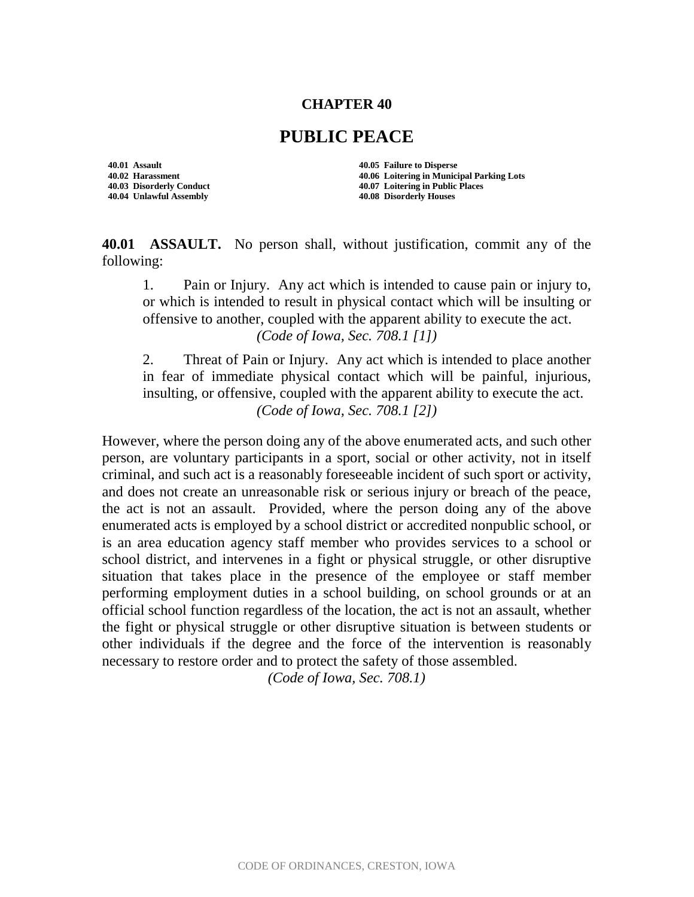# CHAPTER 40

# PUBLIC PEACE

**40.01 Assault**
**40.02 Harassment**
**40.03 Disorderly Conduct**
**40.04 Unlawful Assembly**
**40.05 Failure to Disperse**
**40.06 Loitering in Municipal Parking Lots**
**40.07 Loitering in Public Places**
**40.08 Disorderly Houses**

**40.01 ASSAULT.** No person shall, without justification, commit any of the following:

1. Pain or Injury. Any act which is intended to cause pain or injury to, or which is intended to result in physical contact which will be insulting or offensive to another, coupled with the apparent ability to execute the act.
*(Code of Iowa, Sec. 708.1 [1])*

2. Threat of Pain or Injury. Any act which is intended to place another in fear of immediate physical contact which will be painful, injurious, insulting, or offensive, coupled with the apparent ability to execute the act.
*(Code of Iowa, Sec. 708.1 [2])*

However, where the person doing any of the above enumerated acts, and such other person, are voluntary participants in a sport, social or other activity, not in itself criminal, and such act is a reasonably foreseeable incident of such sport or activity, and does not create an unreasonable risk or serious injury or breach of the peace, the act is not an assault. Provided, where the person doing any of the above enumerated acts is employed by a school district or accredited nonpublic school, or is an area education agency staff member who provides services to a school or school district, and intervenes in a fight or physical struggle, or other disruptive situation that takes place in the presence of the employee or staff member performing employment duties in a school building, on school grounds or at an official school function regardless of the location, the act is not an assault, whether the fight or physical struggle or other disruptive situation is between students or other individuals if the degree and the force of the intervention is reasonably necessary to restore order and to protect the safety of those assembled.
*(Code of Iowa, Sec. 708.1)*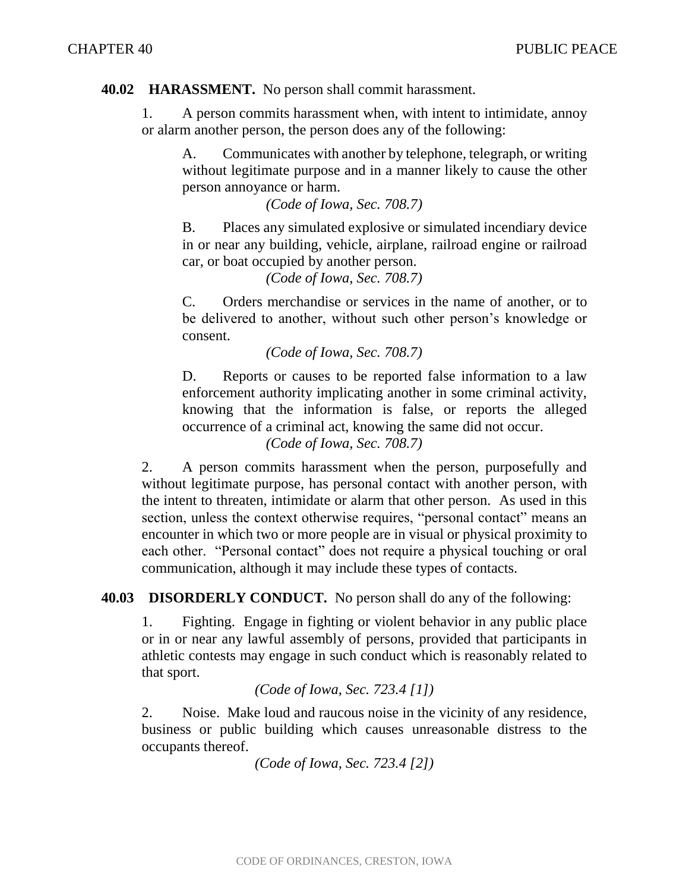**40.02 HARASSMENT.** No person shall commit harassment.

1. A person commits harassment when, with intent to intimidate, annoy or alarm another person, the person does any of the following:

   A. Communicates with another by telephone, telegraph, or writing without legitimate purpose and in a manner likely to cause the other person annoyance or harm.

   *(Code of Iowa, Sec. 708.7)*

   B. Places any simulated explosive or simulated incendiary device in or near any building, vehicle, airplane, railroad engine or railroad car, or boat occupied by another person.

   *(Code of Iowa, Sec. 708.7)*

   C. Orders merchandise or services in the name of another, or to be delivered to another, without such other person's knowledge or consent.

   *(Code of Iowa, Sec. 708.7)*

   D. Reports or causes to be reported false information to a law enforcement authority implicating another in some criminal activity, knowing that the information is false, or reports the alleged occurrence of a criminal act, knowing the same did not occur.

   *(Code of Iowa, Sec. 708.7)*

2. A person commits harassment when the person, purposefully and without legitimate purpose, has personal contact with another person, with the intent to threaten, intimidate or alarm that other person. As used in this section, unless the context otherwise requires, "personal contact" means an encounter in which two or more people are in visual or physical proximity to each other. "Personal contact" does not require a physical touching or oral communication, although it may include these types of contacts.

**40.03 DISORDERLY CONDUCT.** No person shall do any of the following:

1. Fighting. Engage in fighting or violent behavior in any public place or in or near any lawful assembly of persons, provided that participants in athletic contests may engage in such conduct which is reasonably related to that sport.

   *(Code of Iowa, Sec. 723.4 [1])*

2. Noise. Make loud and raucous noise in the vicinity of any residence, business or public building which causes unreasonable distress to the occupants thereof.

   *(Code of Iowa, Sec. 723.4 [2])*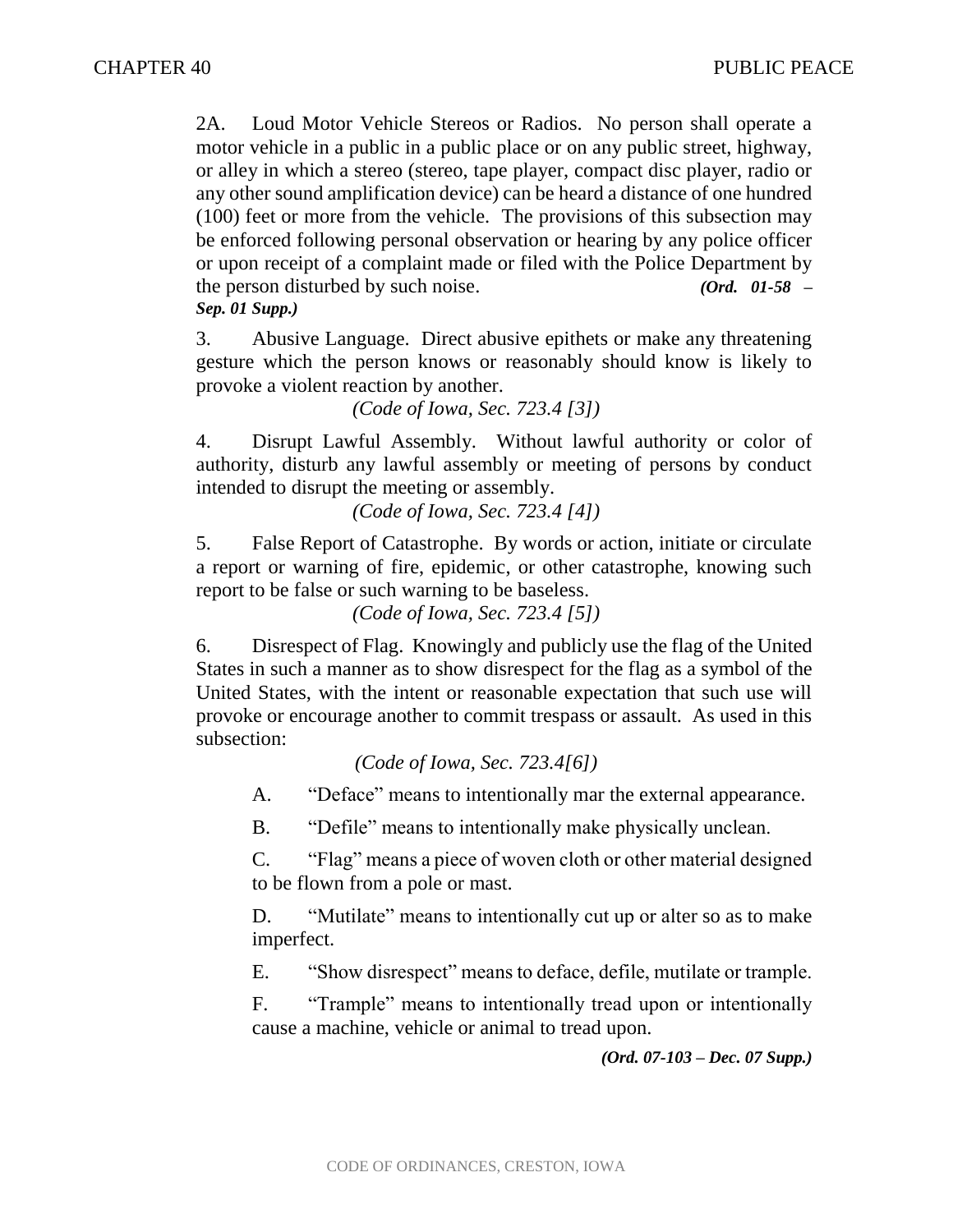2A. Loud Motor Vehicle Stereos or Radios. No person shall operate a motor vehicle in a public in a public place or on any public street, highway, or alley in which a stereo (stereo, tape player, compact disc player, radio or any other sound amplification device) can be heard a distance of one hundred (100) feet or more from the vehicle. The provisions of this subsection may be enforced following personal observation or hearing by any police officer or upon receipt of a complaint made or filed with the Police Department by the person disturbed by such noise. ***(Ord. 01-58 – Sep. 01 Supp.)***

3. Abusive Language. Direct abusive epithets or make any threatening gesture which the person knows or reasonably should know is likely to provoke a violent reaction by another.

*(Code of Iowa, Sec. 723.4 [3])*

4. Disrupt Lawful Assembly. Without lawful authority or color of authority, disturb any lawful assembly or meeting of persons by conduct intended to disrupt the meeting or assembly.

*(Code of Iowa, Sec. 723.4 [4])*

5. False Report of Catastrophe. By words or action, initiate or circulate a report or warning of fire, epidemic, or other catastrophe, knowing such report to be false or such warning to be baseless.

*(Code of Iowa, Sec. 723.4 [5])*

6. Disrespect of Flag. Knowingly and publicly use the flag of the United States in such a manner as to show disrespect for the flag as a symbol of the United States, with the intent or reasonable expectation that such use will provoke or encourage another to commit trespass or assault. As used in this subsection:

*(Code of Iowa, Sec. 723.4[6])*

A. "Deface" means to intentionally mar the external appearance.

B. "Defile" means to intentionally make physically unclean.

C. "Flag" means a piece of woven cloth or other material designed to be flown from a pole or mast.

D. "Mutilate" means to intentionally cut up or alter so as to make imperfect.

E. "Show disrespect" means to deface, defile, mutilate or trample.

F. "Trample" means to intentionally tread upon or intentionally cause a machine, vehicle or animal to tread upon.

***(Ord. 07-103 – Dec. 07 Supp.)***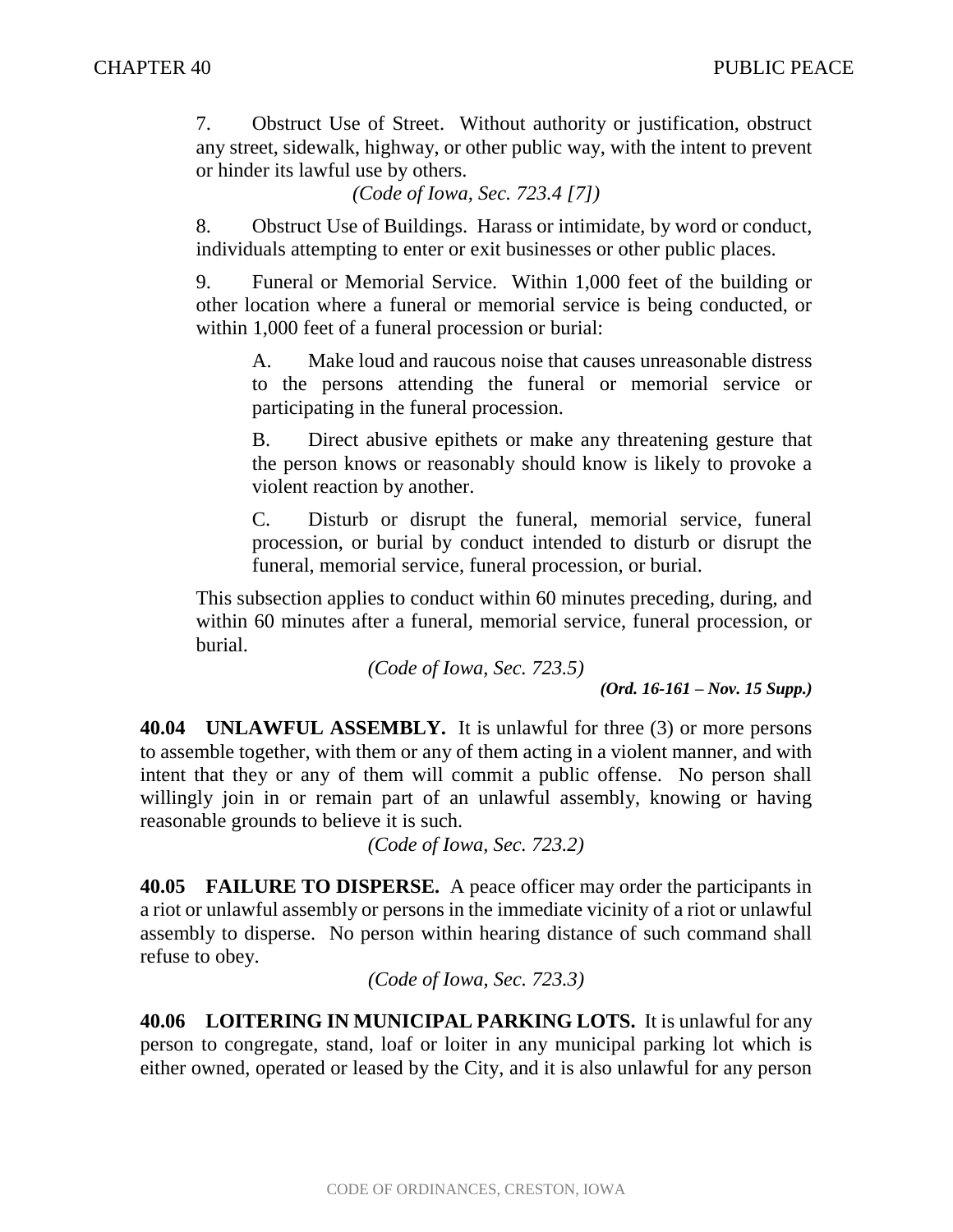7. Obstruct Use of Street. Without authority or justification, obstruct any street, sidewalk, highway, or other public way, with the intent to prevent or hinder its lawful use by others.

*(Code of Iowa, Sec. 723.4 [7])*

8. Obstruct Use of Buildings. Harass or intimidate, by word or conduct, individuals attempting to enter or exit businesses or other public places.

9. Funeral or Memorial Service. Within 1,000 feet of the building or other location where a funeral or memorial service is being conducted, or within 1,000 feet of a funeral procession or burial:

A. Make loud and raucous noise that causes unreasonable distress to the persons attending the funeral or memorial service or participating in the funeral procession.

B. Direct abusive epithets or make any threatening gesture that the person knows or reasonably should know is likely to provoke a violent reaction by another.

C. Disturb or disrupt the funeral, memorial service, funeral procession, or burial by conduct intended to disturb or disrupt the funeral, memorial service, funeral procession, or burial.

This subsection applies to conduct within 60 minutes preceding, during, and within 60 minutes after a funeral, memorial service, funeral procession, or burial.

*(Code of Iowa, Sec. 723.5)*

***(Ord. 16-161 – Nov. 15 Supp.)***

**40.04 UNLAWFUL ASSEMBLY.** It is unlawful for three (3) or more persons to assemble together, with them or any of them acting in a violent manner, and with intent that they or any of them will commit a public offense. No person shall willingly join in or remain part of an unlawful assembly, knowing or having reasonable grounds to believe it is such.

*(Code of Iowa, Sec. 723.2)*

**40.05 FAILURE TO DISPERSE.** A peace officer may order the participants in a riot or unlawful assembly or persons in the immediate vicinity of a riot or unlawful assembly to disperse. No person within hearing distance of such command shall refuse to obey.

*(Code of Iowa, Sec. 723.3)*

**40.06 LOITERING IN MUNICIPAL PARKING LOTS.** It is unlawful for any person to congregate, stand, loaf or loiter in any municipal parking lot which is either owned, operated or leased by the City, and it is also unlawful for any person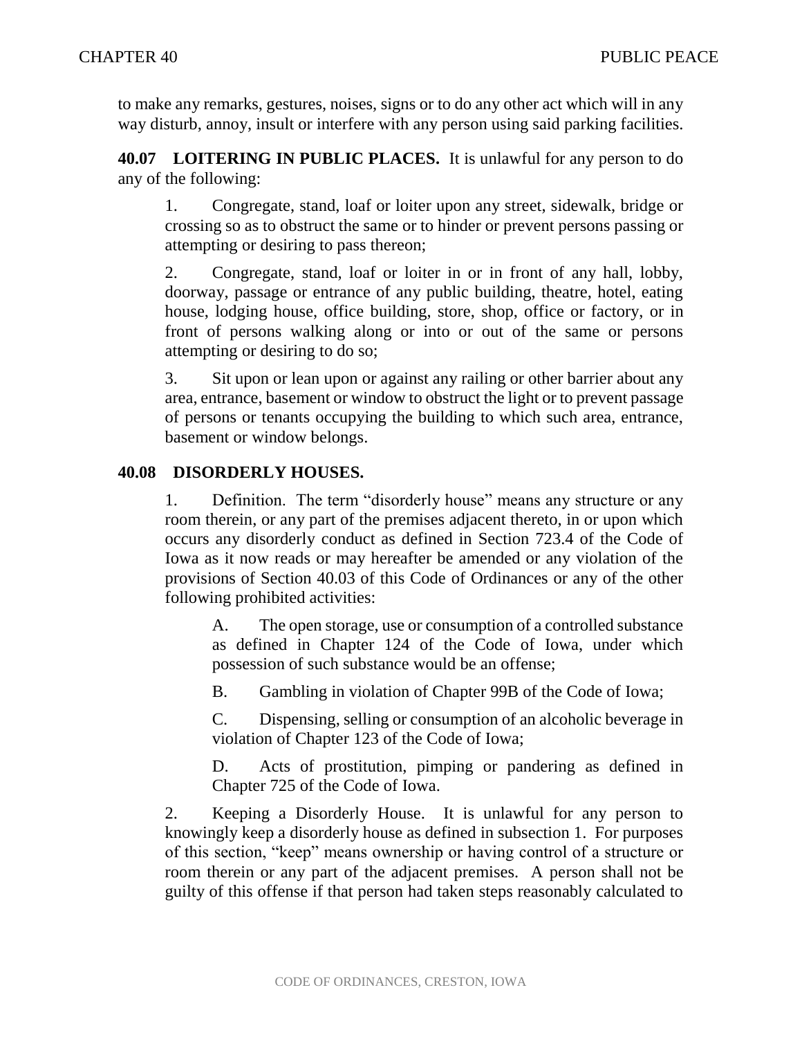to make any remarks, gestures, noises, signs or to do any other act which will in any way disturb, annoy, insult or interfere with any person using said parking facilities.

**40.07 LOITERING IN PUBLIC PLACES.** It is unlawful for any person to do any of the following:

1. Congregate, stand, loaf or loiter upon any street, sidewalk, bridge or crossing so as to obstruct the same or to hinder or prevent persons passing or attempting or desiring to pass thereon;

2. Congregate, stand, loaf or loiter in or in front of any hall, lobby, doorway, passage or entrance of any public building, theatre, hotel, eating house, lodging house, office building, store, shop, office or factory, or in front of persons walking along or into or out of the same or persons attempting or desiring to do so;

3. Sit upon or lean upon or against any railing or other barrier about any area, entrance, basement or window to obstruct the light or to prevent passage of persons or tenants occupying the building to which such area, entrance, basement or window belongs.

**40.08 DISORDERLY HOUSES.**

1. Definition. The term "disorderly house" means any structure or any room therein, or any part of the premises adjacent thereto, in or upon which occurs any disorderly conduct as defined in Section 723.4 of the Code of Iowa as it now reads or may hereafter be amended or any violation of the provisions of Section 40.03 of this Code of Ordinances or any of the other following prohibited activities:

   A. The open storage, use or consumption of a controlled substance as defined in Chapter 124 of the Code of Iowa, under which possession of such substance would be an offense;

   B. Gambling in violation of Chapter 99B of the Code of Iowa;

   C. Dispensing, selling or consumption of an alcoholic beverage in violation of Chapter 123 of the Code of Iowa;

   D. Acts of prostitution, pimping or pandering as defined in Chapter 725 of the Code of Iowa.

2. Keeping a Disorderly House. It is unlawful for any person to knowingly keep a disorderly house as defined in subsection 1. For purposes of this section, "keep" means ownership or having control of a structure or room therein or any part of the adjacent premises. A person shall not be guilty of this offense if that person had taken steps reasonably calculated to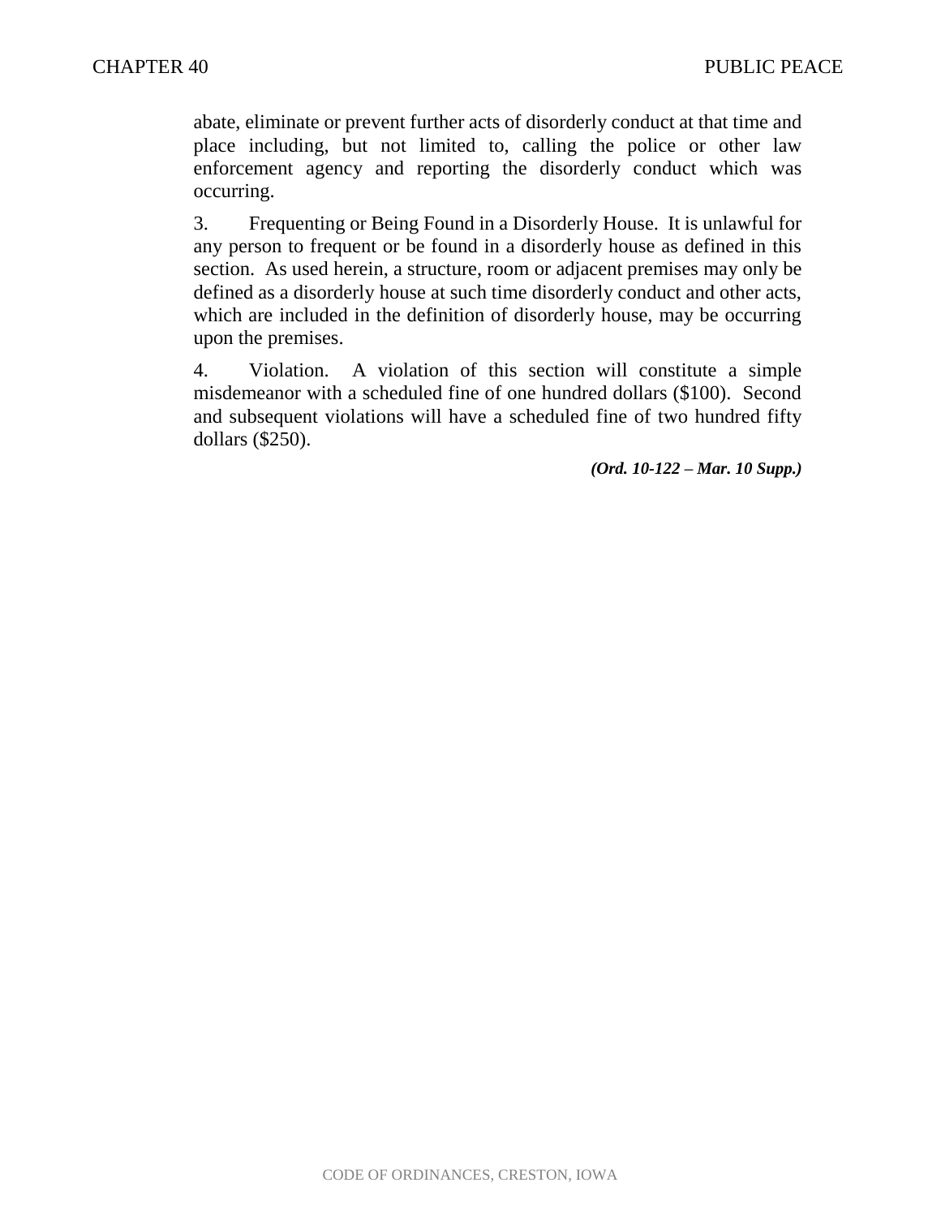abate, eliminate or prevent further acts of disorderly conduct at that time and place including, but not limited to, calling the police or other law enforcement agency and reporting the disorderly conduct which was occurring.

3. Frequenting or Being Found in a Disorderly House. It is unlawful for any person to frequent or be found in a disorderly house as defined in this section. As used herein, a structure, room or adjacent premises may only be defined as a disorderly house at such time disorderly conduct and other acts, which are included in the definition of disorderly house, may be occurring upon the premises.

4. Violation. A violation of this section will constitute a simple misdemeanor with a scheduled fine of one hundred dollars ($100). Second and subsequent violations will have a scheduled fine of two hundred fifty dollars ($250).

***(Ord. 10-122 – Mar. 10 Supp.)***